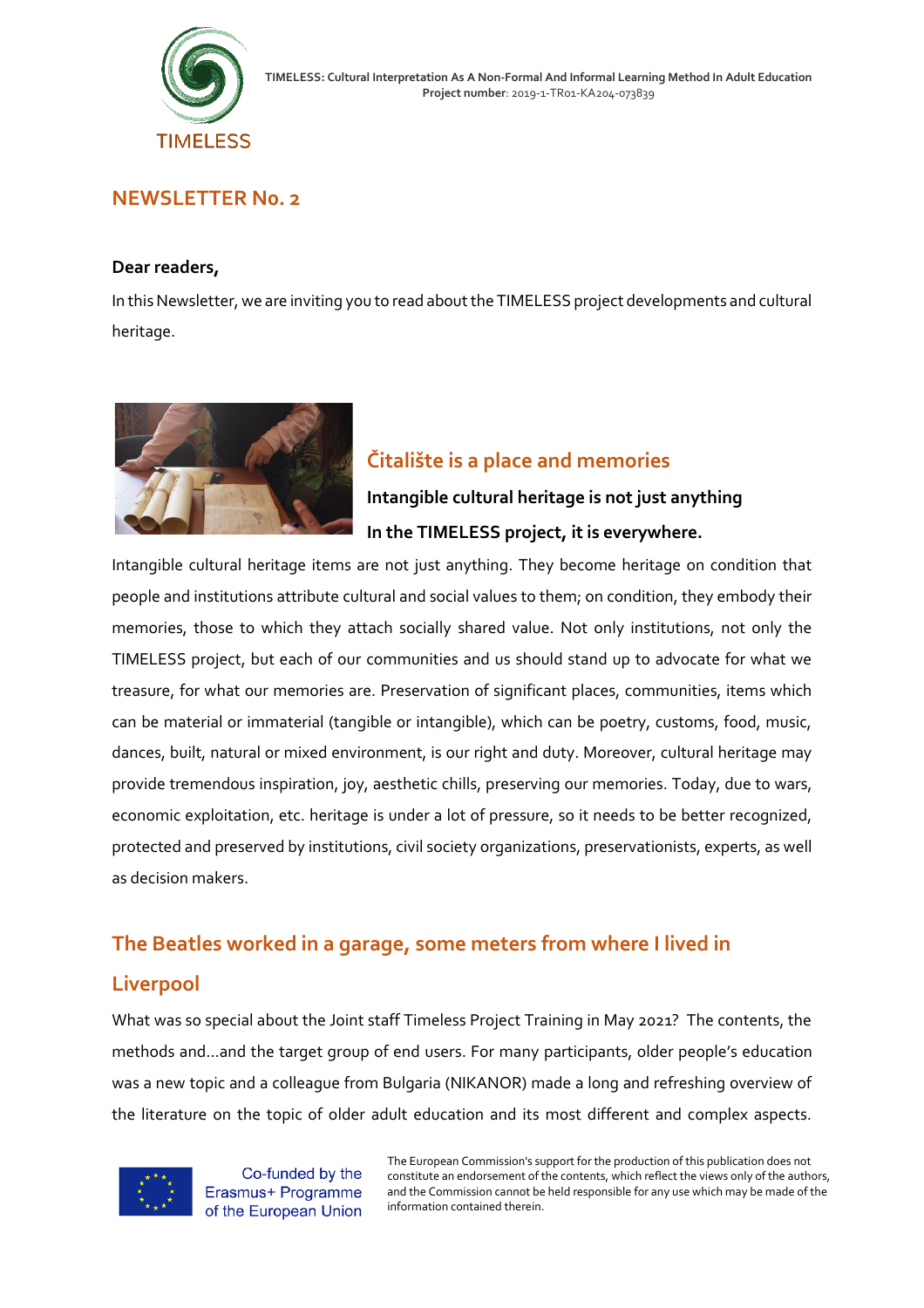TIMELESS: Cultural Interpretation As A Non-Formal And Informal Learning Method In Adult Education
**Project number**: 2019-1-TR01-KA204-073839

# NEWSLETTER No. 2

**Dear readers,**

In this Newsletter, we are inviting you to read about the TIMELESS project developments and cultural heritage.

## Čitalište is a place and memories

**Intangible cultural heritage is not just anything**

**In the TIMELESS project, it is everywhere.**

Intangible cultural heritage items are not just anything. They become heritage on condition that people and institutions attribute cultural and social values to them; on condition, they embody their memories, those to which they attach socially shared value. Not only institutions, not only the TIMELESS project, but each of our communities and us should stand up to advocate for what we treasure, for what our memories are. Preservation of significant places, communities, items which can be material or immaterial (tangible or intangible), which can be poetry, customs, food, music, dances, built, natural or mixed environment, is our right and duty. Moreover, cultural heritage may provide tremendous inspiration, joy, aesthetic chills, preserving our memories. Today, due to wars, economic exploitation, etc. heritage is under a lot of pressure, so it needs to be better recognized, protected and preserved by institutions, civil society organizations, preservationists, experts, as well as decision makers.

## The Beatles worked in a garage, some meters from where I lived in Liverpool

What was so special about the Joint staff Timeless Project Training in May 2021? The contents, the methods and…and the target group of end users. For many participants, older people's education was a new topic and a colleague from Bulgaria (NIKANOR) made a long and refreshing overview of the literature on the topic of older adult education and its most different and complex aspects.

Co-funded by the Erasmus+ Programme of the European Union

The European Commission's support for the production of this publication does not constitute an endorsement of the contents, which reflect the views only of the authors, and the Commission cannot be held responsible for any use which may be made of the information contained therein.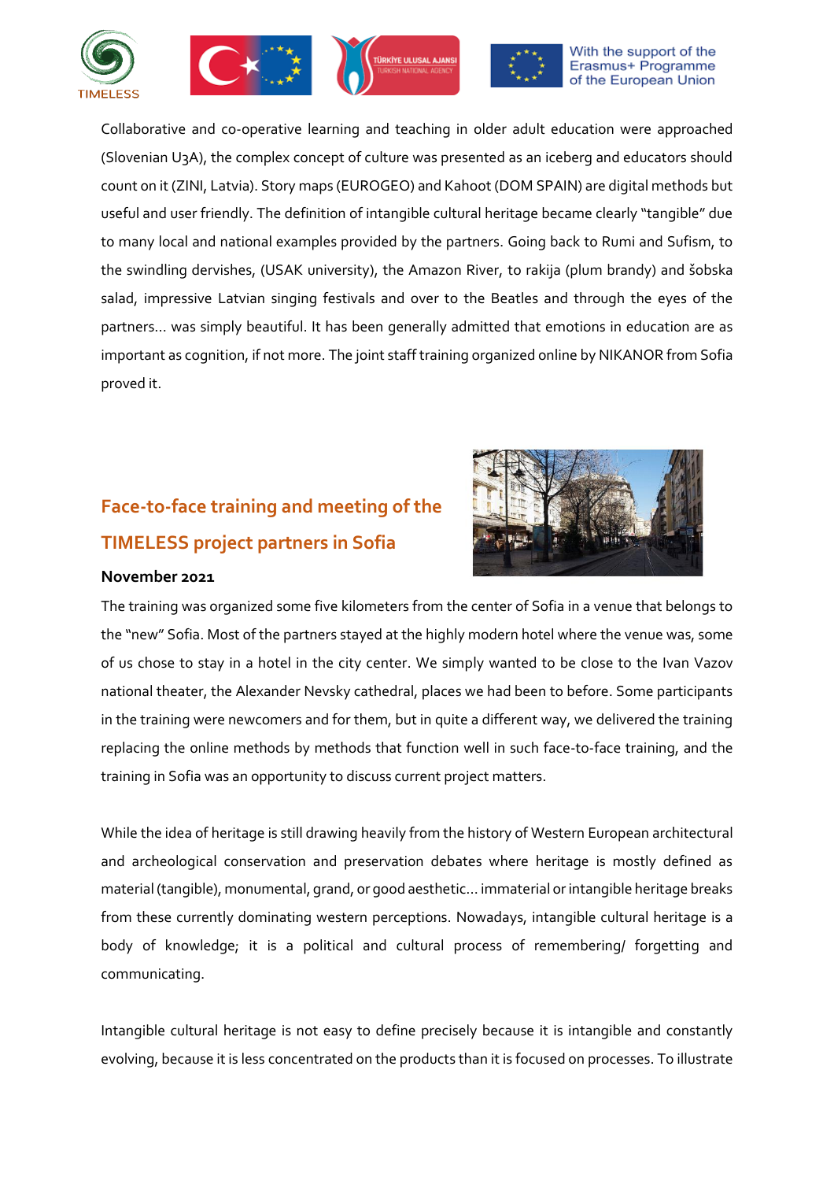Collaborative and co-operative learning and teaching in older adult education were approached (Slovenian U3A), the complex concept of culture was presented as an iceberg and educators should count on it (ZINI, Latvia). Story maps (EUROGEO) and Kahoot (DOM SPAIN) are digital methods but useful and user friendly. The definition of intangible cultural heritage became clearly "tangible" due to many local and national examples provided by the partners. Going back to Rumi and Sufism, to the swindling dervishes, (USAK university), the Amazon River, to rakija (plum brandy) and šobska salad, impressive Latvian singing festivals and over to the Beatles and through the eyes of the partners... was simply beautiful. It has been generally admitted that emotions in education are as important as cognition, if not more. The joint staff training organized online by NIKANOR from Sofia proved it.

## Face-to-face training and meeting of the TIMELESS project partners in Sofia

**November 2021**

The training was organized some five kilometers from the center of Sofia in a venue that belongs to the "new" Sofia. Most of the partners stayed at the highly modern hotel where the venue was, some of us chose to stay in a hotel in the city center. We simply wanted to be close to the Ivan Vazov national theater, the Alexander Nevsky cathedral, places we had been to before. Some participants in the training were newcomers and for them, but in quite a different way, we delivered the training replacing the online methods by methods that function well in such face-to-face training, and the training in Sofia was an opportunity to discuss current project matters.

While the idea of heritage is still drawing heavily from the history of Western European architectural and archeological conservation and preservation debates where heritage is mostly defined as material (tangible), monumental, grand, or good aesthetic… immaterial or intangible heritage breaks from these currently dominating western perceptions. Nowadays, intangible cultural heritage is a body of knowledge; it is a political and cultural process of remembering/ forgetting and communicating.

Intangible cultural heritage is not easy to define precisely because it is intangible and constantly evolving, because it is less concentrated on the products than it is focused on processes. To illustrate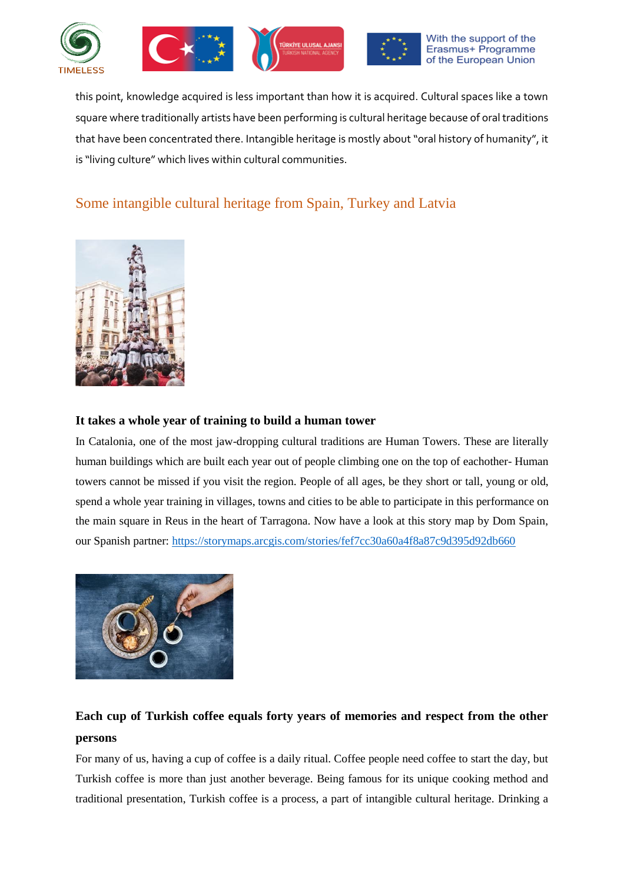this point, knowledge acquired is less important than how it is acquired. Cultural spaces like a town square where traditionally artists have been performing is cultural heritage because of oral traditions that have been concentrated there. Intangible heritage is mostly about "oral history of humanity", it is "living culture" which lives within cultural communities.

## Some intangible cultural heritage from Spain, Turkey and Latvia

### It takes a whole year of training to build a human tower

In Catalonia, one of the most jaw-dropping cultural traditions are Human Towers. These are literally human buildings which are built each year out of people climbing one on the top of eachother- Human towers cannot be missed if you visit the region. People of all ages, be they short or tall, young or old, spend a whole year training in villages, towns and cities to be able to participate in this performance on the main square in Reus in the heart of Tarragona. Now have a look at this story map by Dom Spain, our Spanish partner: https://storymaps.arcgis.com/stories/fef7cc30a60a4f8a87c9d395d92db660

### Each cup of Turkish coffee equals forty years of memories and respect from the other persons

For many of us, having a cup of coffee is a daily ritual. Coffee people need coffee to start the day, but Turkish coffee is more than just another beverage. Being famous for its unique cooking method and traditional presentation, Turkish coffee is a process, a part of intangible cultural heritage. Drinking a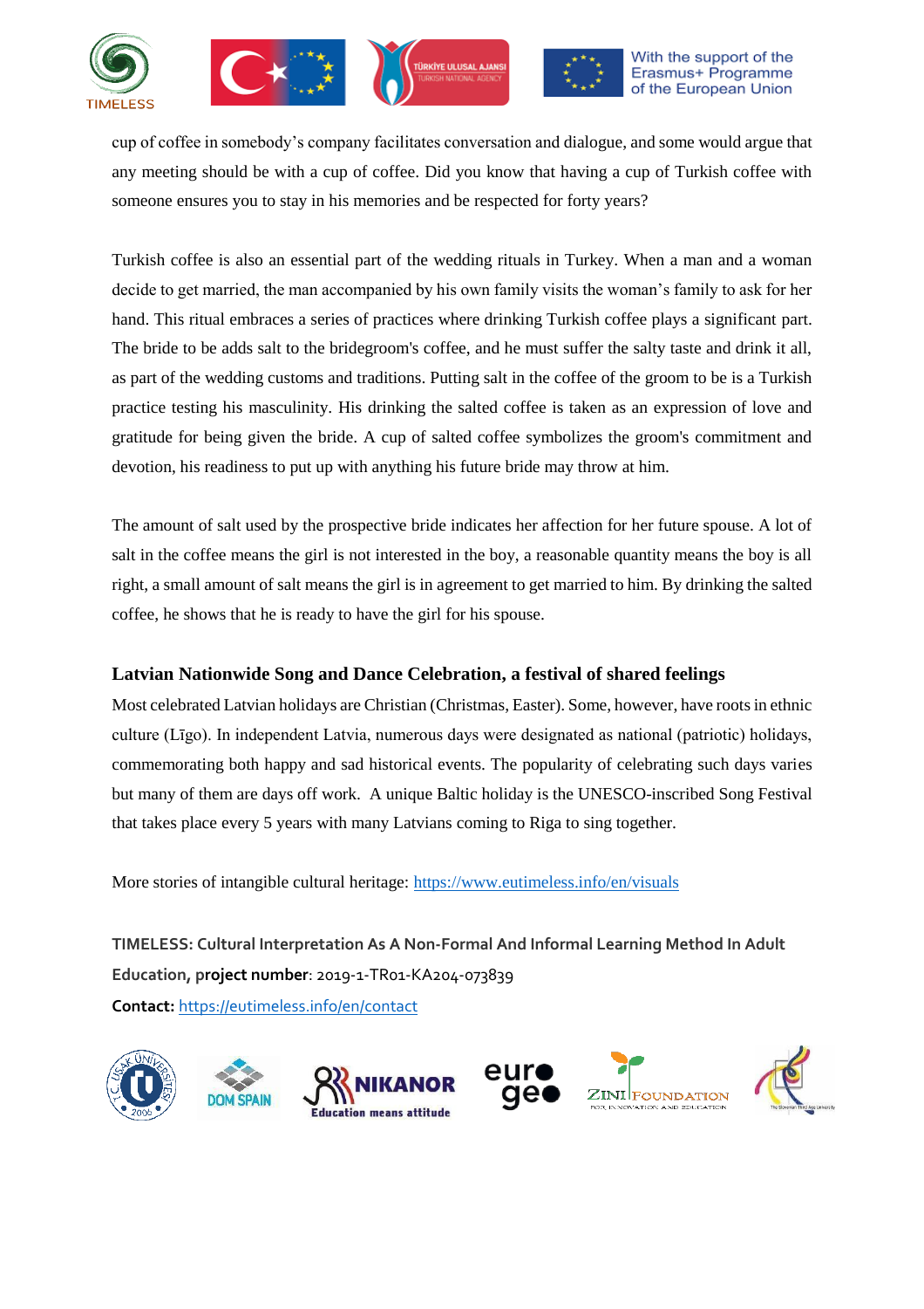cup of coffee in somebody's company facilitates conversation and dialogue, and some would argue that any meeting should be with a cup of coffee. Did you know that having a cup of Turkish coffee with someone ensures you to stay in his memories and be respected for forty years?

Turkish coffee is also an essential part of the wedding rituals in Turkey. When a man and a woman decide to get married, the man accompanied by his own family visits the woman's family to ask for her hand. This ritual embraces a series of practices where drinking Turkish coffee plays a significant part. The bride to be adds salt to the bridegroom's coffee, and he must suffer the salty taste and drink it all, as part of the wedding customs and traditions. Putting salt in the coffee of the groom to be is a Turkish practice testing his masculinity. His drinking the salted coffee is taken as an expression of love and gratitude for being given the bride. A cup of salted coffee symbolizes the groom's commitment and devotion, his readiness to put up with anything his future bride may throw at him.

The amount of salt used by the prospective bride indicates her affection for her future spouse. A lot of salt in the coffee means the girl is not interested in the boy, a reasonable quantity means the boy is all right, a small amount of salt means the girl is in agreement to get married to him. By drinking the salted coffee, he shows that he is ready to have the girl for his spouse.

### Latvian Nationwide Song and Dance Celebration, a festival of shared feelings

Most celebrated Latvian holidays are Christian (Christmas, Easter). Some, however, have roots in ethnic culture (Līgo). In independent Latvia, numerous days were designated as national (patriotic) holidays, commemorating both happy and sad historical events. The popularity of celebrating such days varies but many of them are days off work. A unique Baltic holiday is the UNESCO-inscribed Song Festival that takes place every 5 years with many Latvians coming to Riga to sing together.

More stories of intangible cultural heritage: https://www.eutimeless.info/en/visuals

**TIMELESS: Cultural Interpretation As A Non-Formal And Informal Learning Method In Adult Education, project number**: 2019-1-TR01-KA204-073839

**Contact:** https://eutimeless.info/en/contact